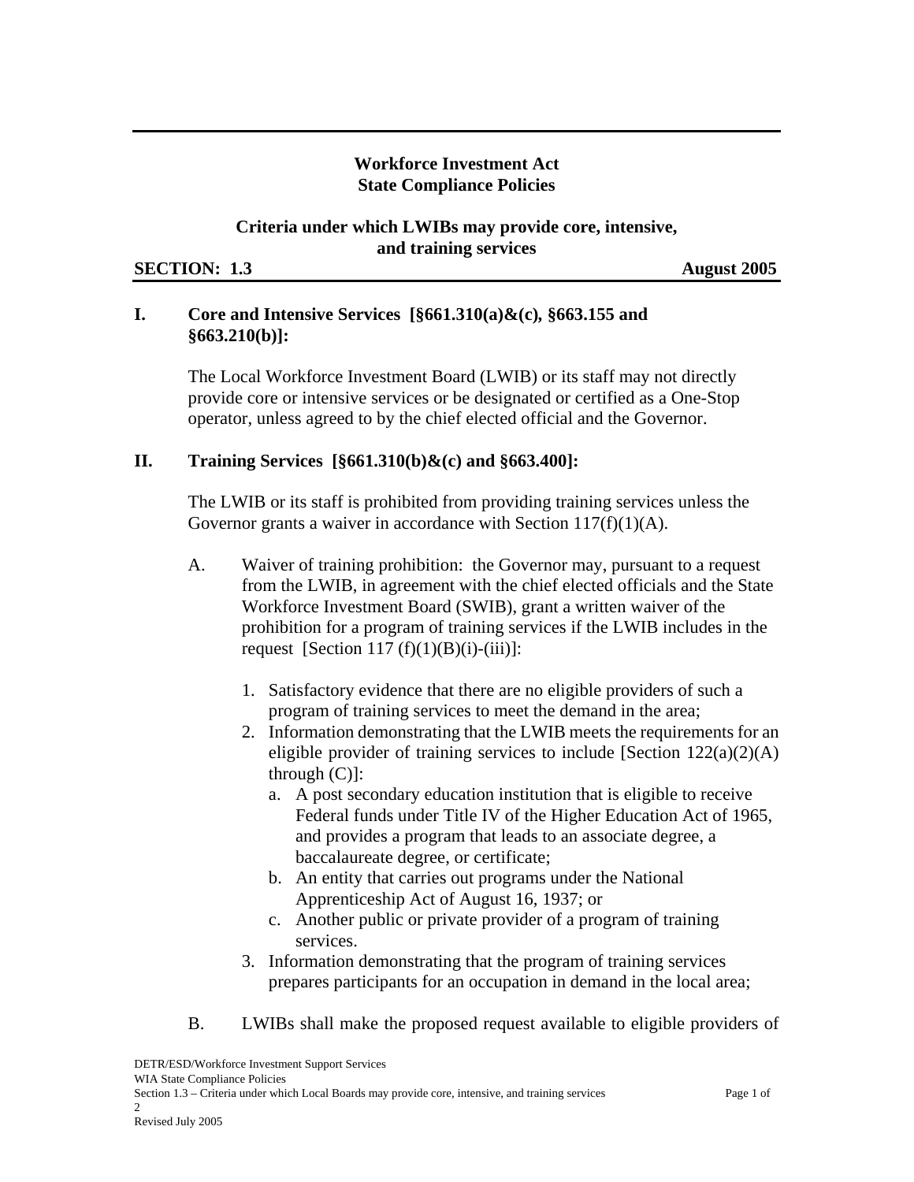# Workforce Investment Act
# State Compliance Policies

## Criteria under which LWIBs may provide core, intensive, and training services

**SECTION: 1.3** **August 2005**

### I. Core and Intensive Services [§661.310(a)&(c), §663.155 and §663.210(b)]:

The Local Workforce Investment Board (LWIB) or its staff may not directly provide core or intensive services or be designated or certified as a One-Stop operator, unless agreed to by the chief elected official and the Governor.

### II. Training Services [§661.310(b)&(c) and §663.400]:

The LWIB or its staff is prohibited from providing training services unless the Governor grants a waiver in accordance with Section 117(f)(1)(A).

A. Waiver of training prohibition: the Governor may, pursuant to a request from the LWIB, in agreement with the chief elected officials and the State Workforce Investment Board (SWIB), grant a written waiver of the prohibition for a program of training services if the LWIB includes in the request [Section 117 (f)(1)(B)(i)-(iii)]:

1. Satisfactory evidence that there are no eligible providers of such a program of training services to meet the demand in the area;
2. Information demonstrating that the LWIB meets the requirements for an eligible provider of training services to include [Section 122(a)(2)(A) through (C)]:
   a. A post secondary education institution that is eligible to receive Federal funds under Title IV of the Higher Education Act of 1965, and provides a program that leads to an associate degree, a baccalaureate degree, or certificate;
   b. An entity that carries out programs under the National Apprenticeship Act of August 16, 1937; or
   c. Another public or private provider of a program of training services.
3. Information demonstrating that the program of training services prepares participants for an occupation in demand in the local area;

B. LWIBs shall make the proposed request available to eligible providers of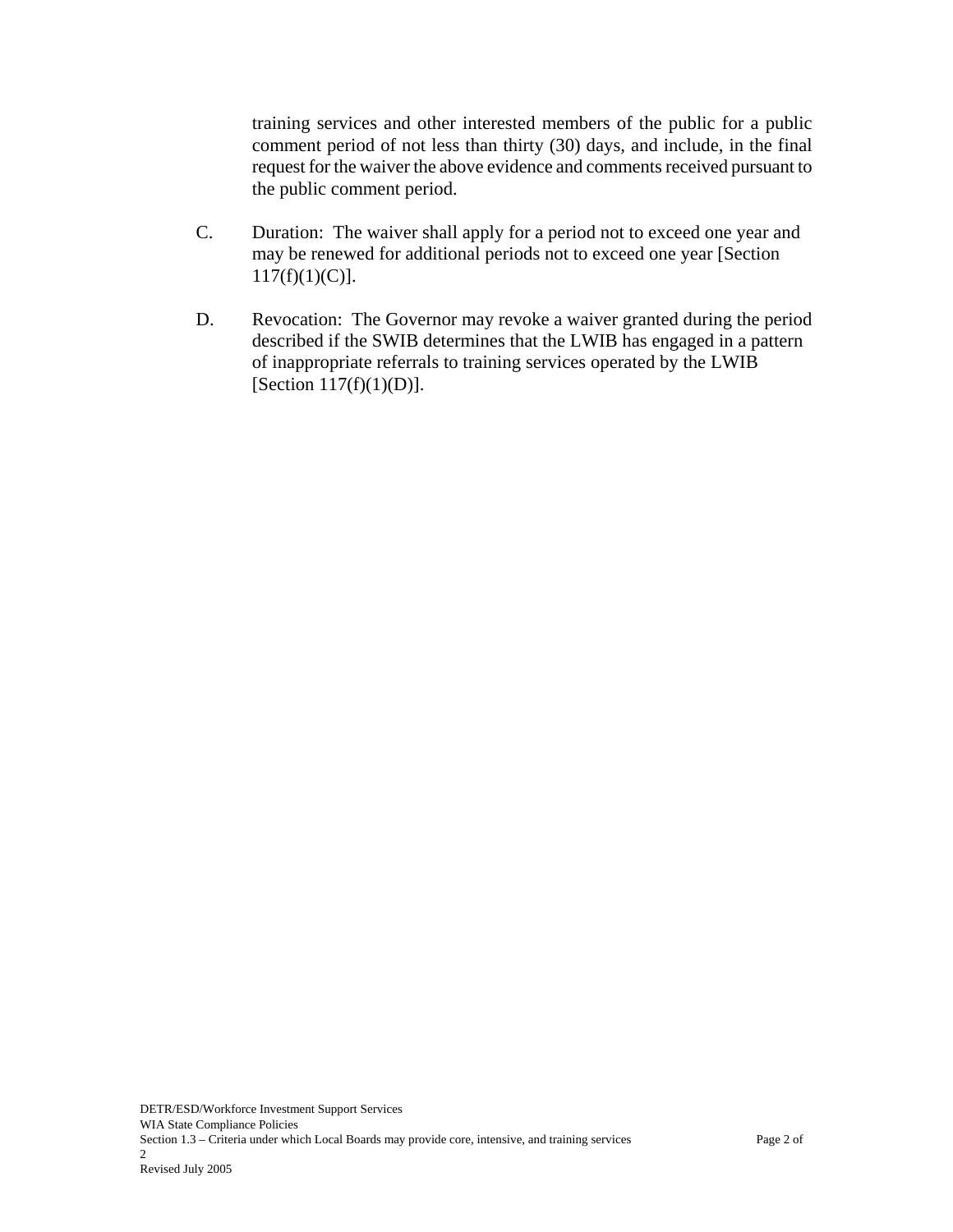training services and other interested members of the public for a public comment period of not less than thirty (30) days, and include, in the final request for the waiver the above evidence and comments received pursuant to the public comment period.

C. Duration: The waiver shall apply for a period not to exceed one year and may be renewed for additional periods not to exceed one year [Section 117(f)(1)(C)].

D. Revocation: The Governor may revoke a waiver granted during the period described if the SWIB determines that the LWIB has engaged in a pattern of inappropriate referrals to training services operated by the LWIB [Section 117(f)(1)(D)].